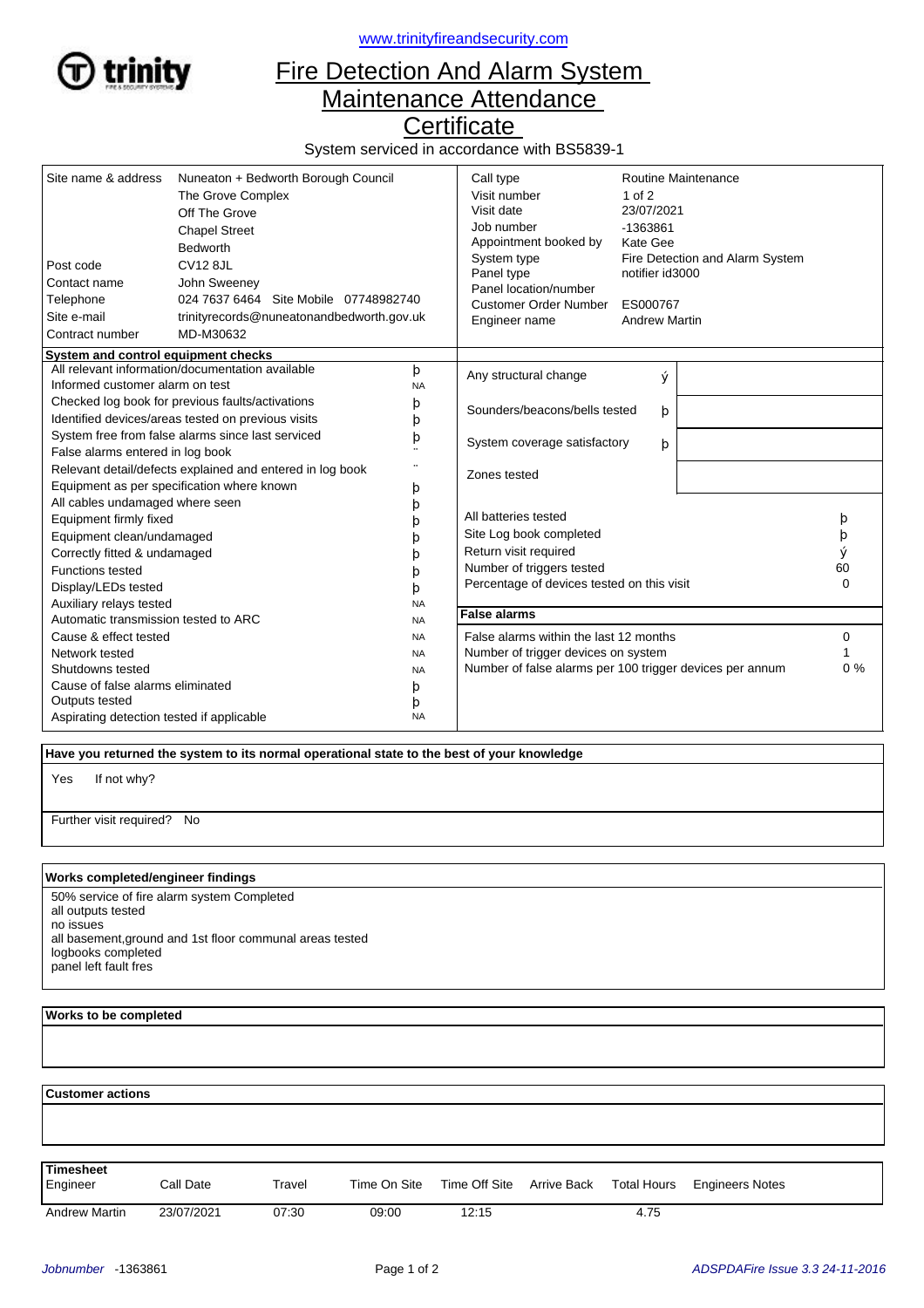www.trinityfireandsecurity.com

# Fire Detection And Alarm System Maintenance Attendance Certificate

System serviced in accordance with BS5839-1

| | |
|---|---|
| Site name & address | Nuneaton + Bedworth Borough Council<br>The Grove Complex<br>Off The Grove<br>Chapel Street<br>Bedworth |
| Post code | CV12 8JL |
| Contact name | John Sweeney |
| Telephone | 024 7637 6464 Site Mobile 07748982740 |
| Site e-mail | trinityrecords@nuneatonandbedworth.gov.uk |
| Contract number | MD-M30632 |

| | |
|---|---|
| Call type | Routine Maintenance |
| Visit number | 1 of 2 |
| Visit date | 23/07/2021 |
| Job number | -1363861 |
| Appointment booked by | Kate Gee |
| System type | Fire Detection and Alarm System |
| Panel type | notifier id3000 |
| Panel location/number | |
| Customer Order Number | ES000767 |
| Engineer name | Andrew Martin |

## System and control equipment checks

| Check | |
|---|---|
| All relevant information/documentation available | þ |
| Informed customer alarm on test | NA |
| Checked log book for previous faults/activations | þ |
| Identified devices/areas tested on previous visits | þ |
| System free from false alarms since last serviced | þ |
| False alarms entered in log book | ¨ |
| Relevant detail/defects explained and entered in log book | ¨ |
| Equipment as per specification where known | þ |
| All cables undamaged where seen | þ |
| Equipment firmly fixed | þ |
| Equipment clean/undamaged | þ |
| Correctly fitted & undamaged | þ |
| Functions tested | þ |
| Display/LEDs tested | þ |
| Auxiliary relays tested | NA |
| Automatic transmission tested to ARC | NA |
| Cause & effect tested | NA |
| Network tested | NA |
| Shutdowns tested | NA |
| Cause of false alarms eliminated | þ |
| Outputs tested | þ |
| Aspirating detection tested if applicable | NA |

| | | |
|---|---|---|
| Any structural change | ý | |
| Sounders/beacons/bells tested | þ | |
| System coverage satisfactory | þ | |
| Zones tested | | |

| | |
|---|---|
| All batteries tested | þ |
| Site Log book completed | þ |
| Return visit required | ý |
| Number of triggers tested | 60 |
| Percentage of devices tested on this visit | 0 |

**False alarms**

| | |
|---|---|
| False alarms within the last 12 months | 0 |
| Number of trigger devices on system | 1 |
| Number of false alarms per 100 trigger devices per annum | 0 % |

**Have you returned the system to its normal operational state to the best of your knowledge**

Yes If not why?

Further visit required? No

**Works completed/engineer findings**

50% service of fire alarm system Completed
all outputs tested
no issues
all basement,ground and 1st floor communal areas tested
logbooks completed
panel left fault fres

**Works to be completed**

**Customer actions**

**Timesheet**

| Engineer | Call Date | Travel | Time On Site | Time Off Site | Arrive Back | Total Hours | Engineers Notes |
|---|---|---|---|---|---|---|---|
| Andrew Martin | 23/07/2021 | 07:30 | 09:00 | 12:15 | | 4.75 | |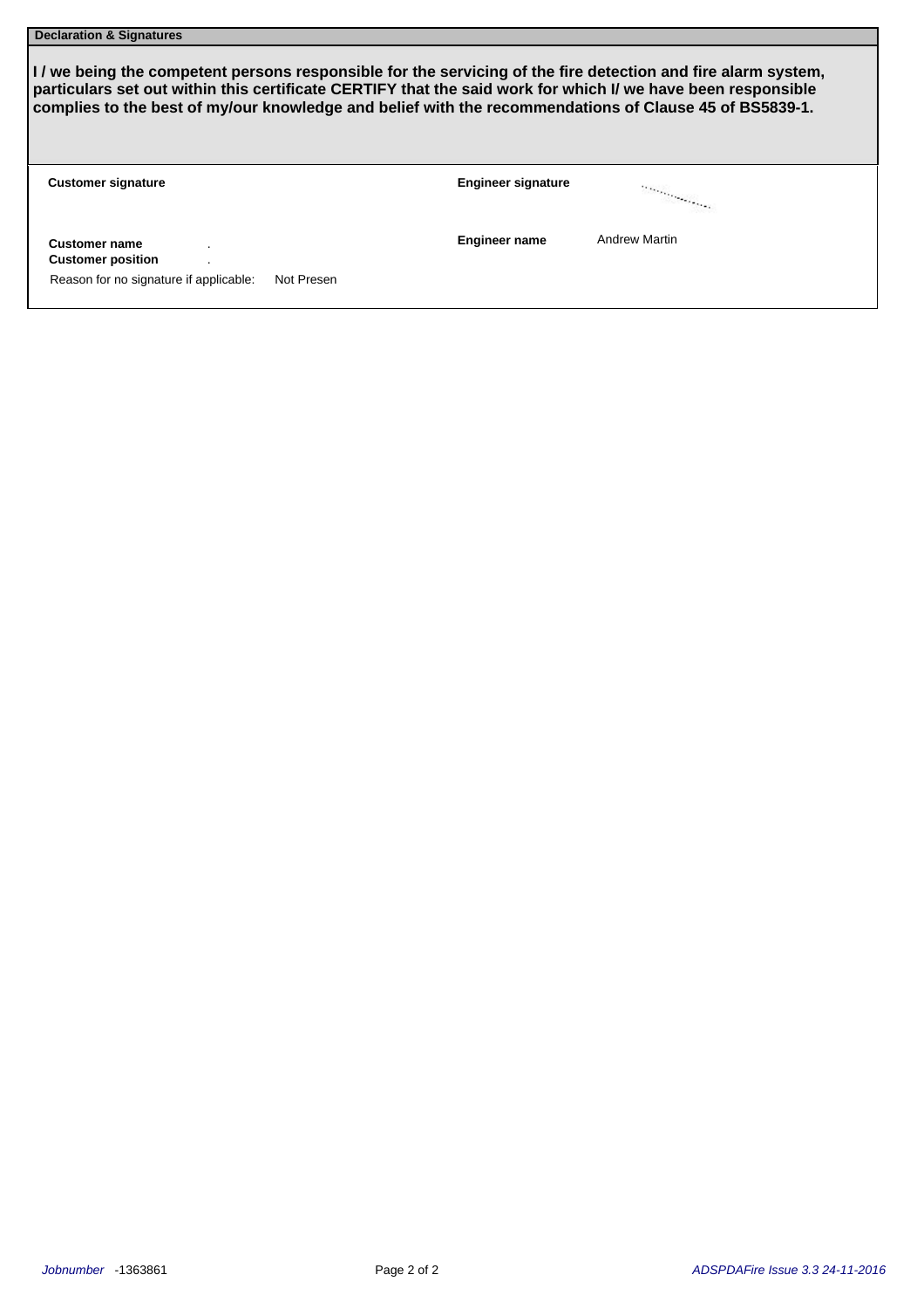**Declaration & Signatures**

**I / we being the competent persons responsible for the servicing of the fire detection and fire alarm system, particulars set out within this certificate CERTIFY that the said work for which I/ we have been responsible complies to the best of my/our knowledge and belief with the recommendations of Clause 45 of BS5839-1.**

| | | | |
|---|---|---|---|
| **Customer signature** | | **Engineer signature** | |
| **Customer name** | . | **Engineer name** | Andrew Martin |
| **Customer position** | . | | |
| Reason for no signature if applicable: | Not Presen | | |

*Jobnumber* -1363861

*ADSPDAFire Issue 3.3 24-11-2016*